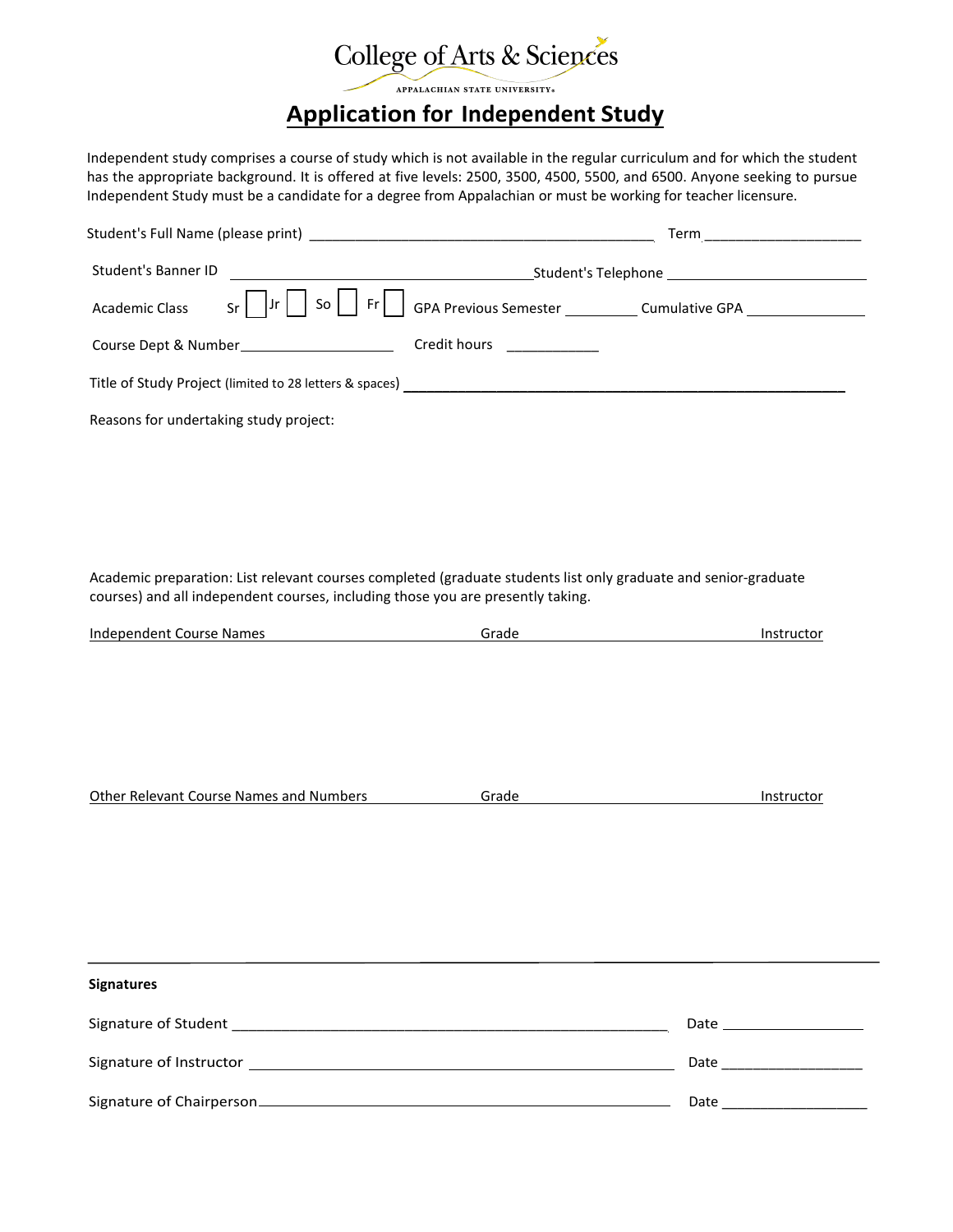College of Arts & Sciences

APPALACHIAN STATE UNIVERSITY

# Application for Independent Study

Independent study comprises a course of study which is not available in the regular curriculum and for which the student has the appropriate background. It is offered at five levels: 2500, 3500, 4500, 5500, and 6500. Anyone seeking to pursue Independent Study must be a candidate for a degree from Appalachian or must be working for teacher licensure.

Student's Full Name (please print) ____________________________________________ Term ____________________

Student's Banner ID ________________________________________ Student's Telephone __________________________

Academic Class Sr ☐ Jr ☐ So ☐ Fr ☐ GPA Previous Semester __________ Cumulative GPA ________________

Course Dept & Number____________________ Credit hours ____________

Title of Study Project (limited to 28 letters & spaces) ________________________________________________________

Reasons for undertaking study project:

Academic preparation: List relevant courses completed (graduate students list only graduate and senior-graduate courses) and all independent courses, including those you are presently taking.

| Independent Course Names | Grade | Instructor |
|---|---|---|
| | | |

| Other Relevant Course Names and Numbers | Grade | Instructor |
|---|---|---|
| | | |

**Signatures**

Signature of Student ________________________________________________________ Date __________________

Signature of Instructor ______________________________________________________ Date __________________

Signature of Chairperson____________________________________________________ Date __________________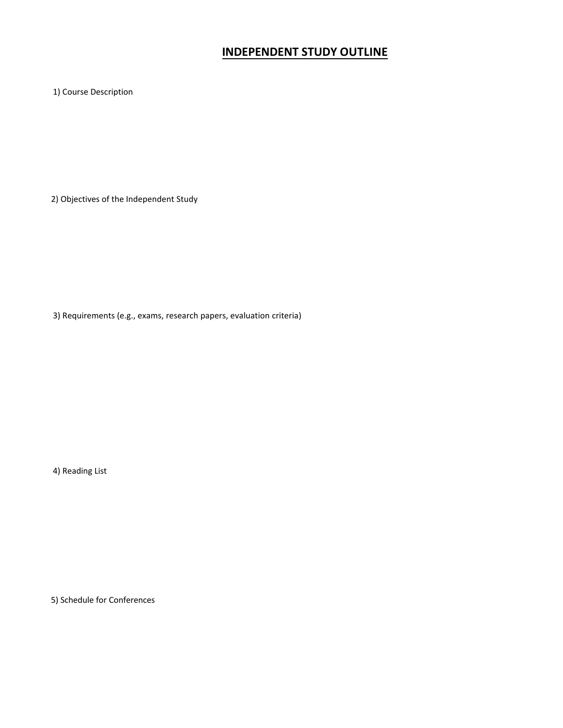# INDEPENDENT STUDY OUTLINE

1) Course Description

2) Objectives of the Independent Study

3) Requirements (e.g., exams, research papers, evaluation criteria)

4) Reading List

5) Schedule for Conferences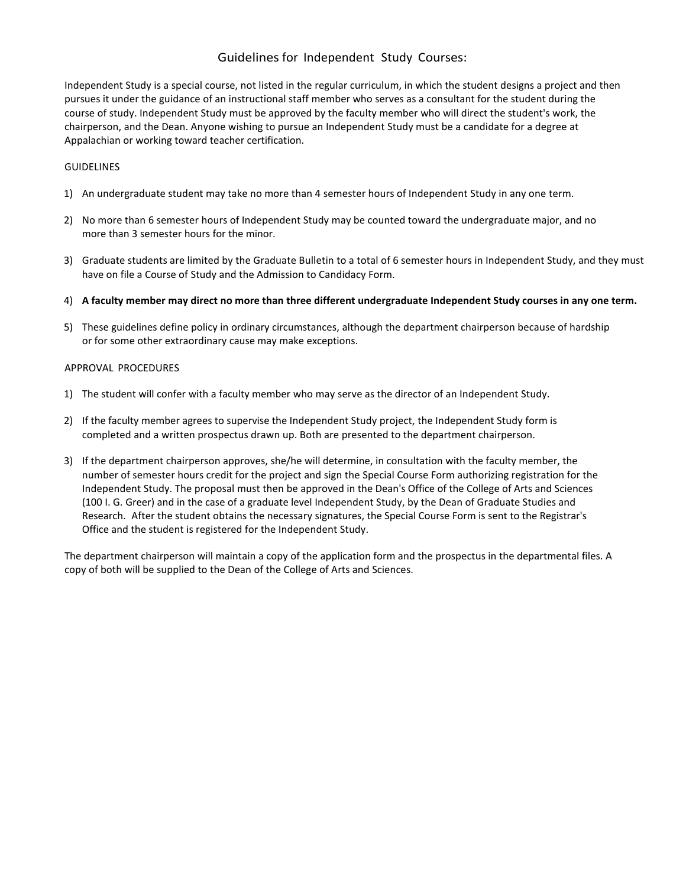# Guidelines for Independent Study Courses:

Independent Study is a special course, not listed in the regular curriculum, in which the student designs a project and then pursues it under the guidance of an instructional staff member who serves as a consultant for the student during the course of study. Independent Study must be approved by the faculty member who will direct the student's work, the chairperson, and the Dean. Anyone wishing to pursue an Independent Study must be a candidate for a degree at Appalachian or working toward teacher certification.

## GUIDELINES

1) An undergraduate student may take no more than 4 semester hours of Independent Study in any one term.
2) No more than 6 semester hours of Independent Study may be counted toward the undergraduate major, and no more than 3 semester hours for the minor.
3) Graduate students are limited by the Graduate Bulletin to a total of 6 semester hours in Independent Study, and they must have on file a Course of Study and the Admission to Candidacy Form.
4) **A faculty member may direct no more than three different undergraduate Independent Study courses in any one term.**
5) These guidelines define policy in ordinary circumstances, although the department chairperson because of hardship or for some other extraordinary cause may make exceptions.

## APPROVAL PROCEDURES

1) The student will confer with a faculty member who may serve as the director of an Independent Study.
2) If the faculty member agrees to supervise the Independent Study project, the Independent Study form is completed and a written prospectus drawn up. Both are presented to the department chairperson.
3) If the department chairperson approves, she/he will determine, in consultation with the faculty member, the number of semester hours credit for the project and sign the Special Course Form authorizing registration for the Independent Study. The proposal must then be approved in the Dean's Office of the College of Arts and Sciences (100 I. G. Greer) and in the case of a graduate level Independent Study, by the Dean of Graduate Studies and Research. After the student obtains the necessary signatures, the Special Course Form is sent to the Registrar's Office and the student is registered for the Independent Study.

The department chairperson will maintain a copy of the application form and the prospectus in the departmental files. A copy of both will be supplied to the Dean of the College of Arts and Sciences.